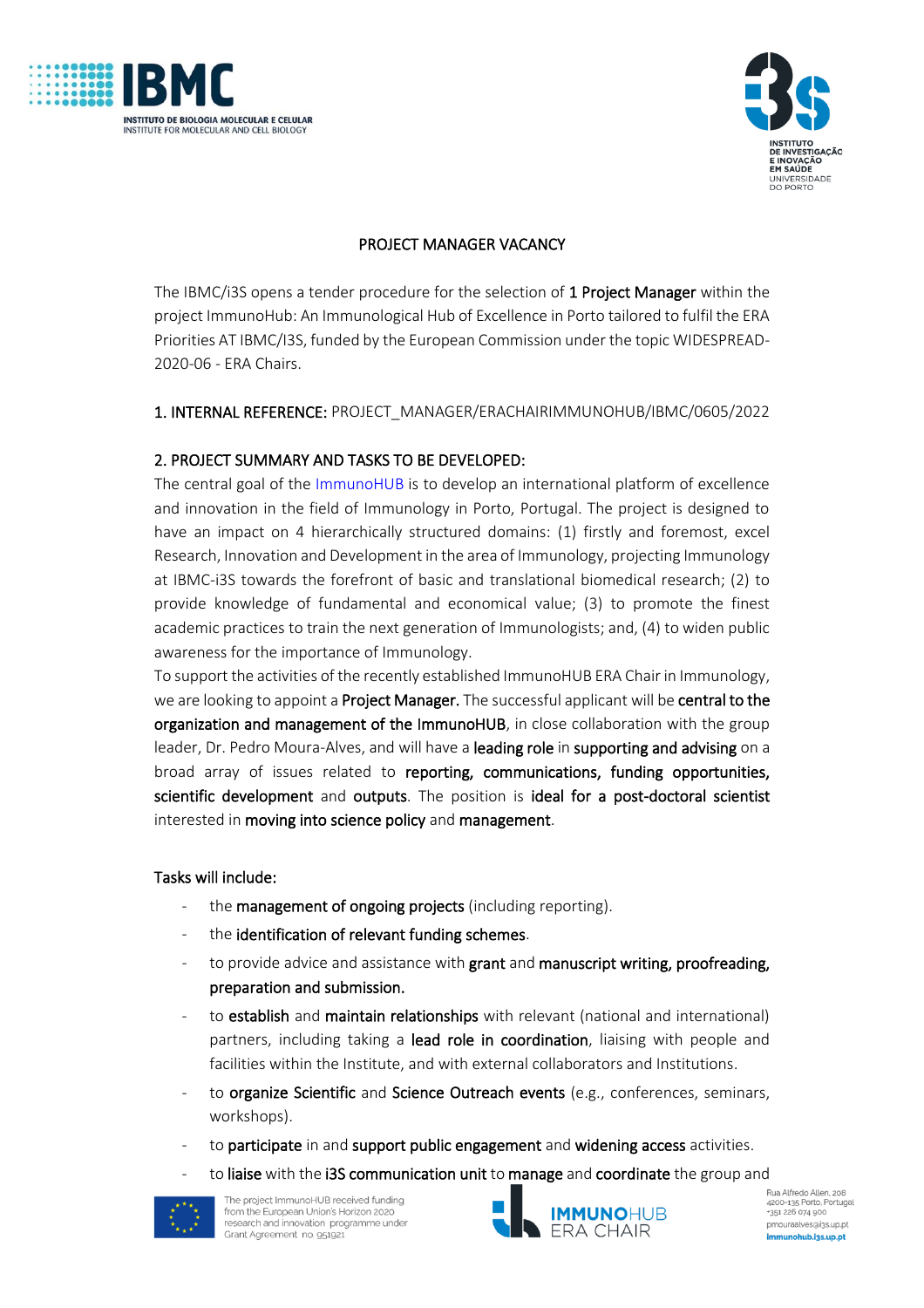## PROJECT MANAGER VACANCY

The IBMC/i3S opens a tender procedure for the selection of **1 Project Manager** within the project ImmunoHub: An Immunological Hub of Excellence in Porto tailored to fulfil the ERA Priorities AT IBMC/I3S, funded by the European Commission under the topic WIDESPREAD-2020-06 - ERA Chairs.

**1. INTERNAL REFERENCE:** PROJECT_MANAGER/ERACHAIRIMMUNOHUB/IBMC/0605/2022

**2. PROJECT SUMMARY AND TASKS TO BE DEVELOPED:**

The central goal of the ImmunoHUB is to develop an international platform of excellence and innovation in the field of Immunology in Porto, Portugal. The project is designed to have an impact on 4 hierarchically structured domains: (1) firstly and foremost, excel Research, Innovation and Development in the area of Immunology, projecting Immunology at IBMC-i3S towards the forefront of basic and translational biomedical research; (2) to provide knowledge of fundamental and economical value; (3) to promote the finest academic practices to train the next generation of Immunologists; and, (4) to widen public awareness for the importance of Immunology.

To support the activities of the recently established ImmunoHUB ERA Chair in Immunology, we are looking to appoint a **Project Manager.** The successful applicant will be **central to the organization and management of the ImmunoHUB**, in close collaboration with the group leader, Dr. Pedro Moura-Alves, and will have a **leading role** in **supporting and advising** on a broad array of issues related to **reporting, communications, funding opportunities, scientific development** and **outputs**. The position is **ideal for a post-doctoral scientist** interested in **moving into science policy** and **management**.

**Tasks will include:**

- the **management of ongoing projects** (including reporting).
- the **identification of relevant funding schemes**.
- to provide advice and assistance with **grant** and **manuscript writing, proofreading, preparation and submission.**
- to **establish** and **maintain relationships** with relevant (national and international) partners, including taking a **lead role in coordination**, liaising with people and facilities within the Institute, and with external collaborators and Institutions.
- to **organize Scientific** and **Science Outreach events** (e.g., conferences, seminars, workshops).
- to **participate** in and **support public engagement** and **widening access** activities.
- to **liaise** with the **i3S communication unit** to **manage** and **coordinate** the group and

The project ImmunoHUB received funding from the European Union's Horizon 2020 research and innovation programme under Grant Agreement no. 951921

Rua Alfredo Allen, 208
4200-135 Porto, Portugal
+351 226 074 900
pmouraalves@i3s.up.pt
immunohub.i3s.up.pt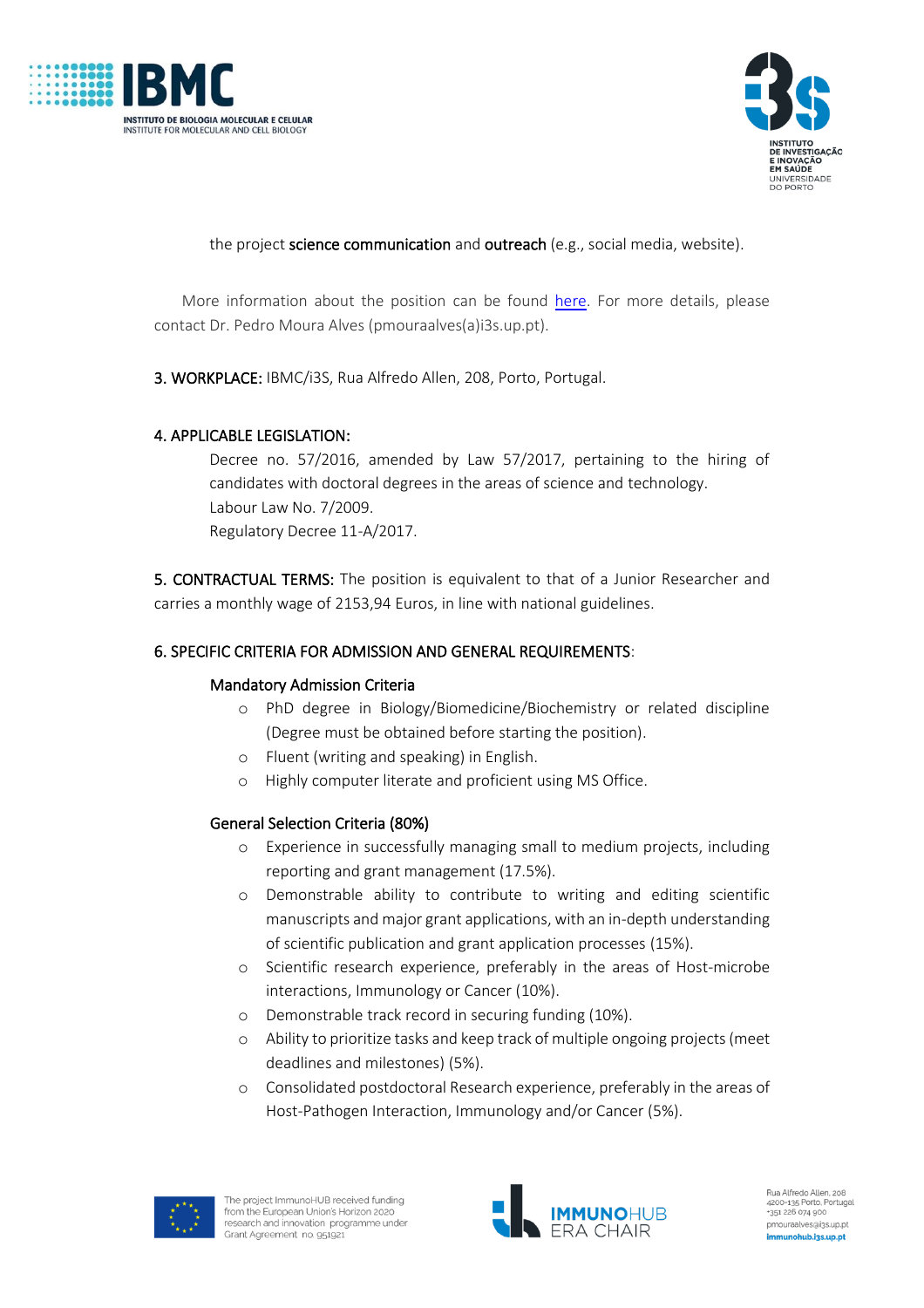the project **science communication** and **outreach** (e.g., social media, website).

More information about the position can be found [here](). For more details, please contact Dr. Pedro Moura Alves (pmouraalves(a)i3s.up.pt).

**3. WORKPLACE:** IBMC/i3S, Rua Alfredo Allen, 208, Porto, Portugal.

**4. APPLICABLE LEGISLATION:**

Decree no. 57/2016, amended by Law 57/2017, pertaining to the hiring of candidates with doctoral degrees in the areas of science and technology.
Labour Law No. 7/2009.
Regulatory Decree 11-A/2017.

**5. CONTRACTUAL TERMS:** The position is equivalent to that of a Junior Researcher and carries a monthly wage of 2153,94 Euros, in line with national guidelines.

**6. SPECIFIC CRITERIA FOR ADMISSION AND GENERAL REQUIREMENTS:**

**Mandatory Admission Criteria**

- PhD degree in Biology/Biomedicine/Biochemistry or related discipline (Degree must be obtained before starting the position).
- Fluent (writing and speaking) in English.
- Highly computer literate and proficient using MS Office.

**General Selection Criteria (80%)**

- Experience in successfully managing small to medium projects, including reporting and grant management (17.5%).
- Demonstrable ability to contribute to writing and editing scientific manuscripts and major grant applications, with an in-depth understanding of scientific publication and grant application processes (15%).
- Scientific research experience, preferably in the areas of Host-microbe interactions, Immunology or Cancer (10%).
- Demonstrable track record in securing funding (10%).
- Ability to prioritize tasks and keep track of multiple ongoing projects (meet deadlines and milestones) (5%).
- Consolidated postdoctoral Research experience, preferably in the areas of Host-Pathogen Interaction, Immunology and/or Cancer (5%).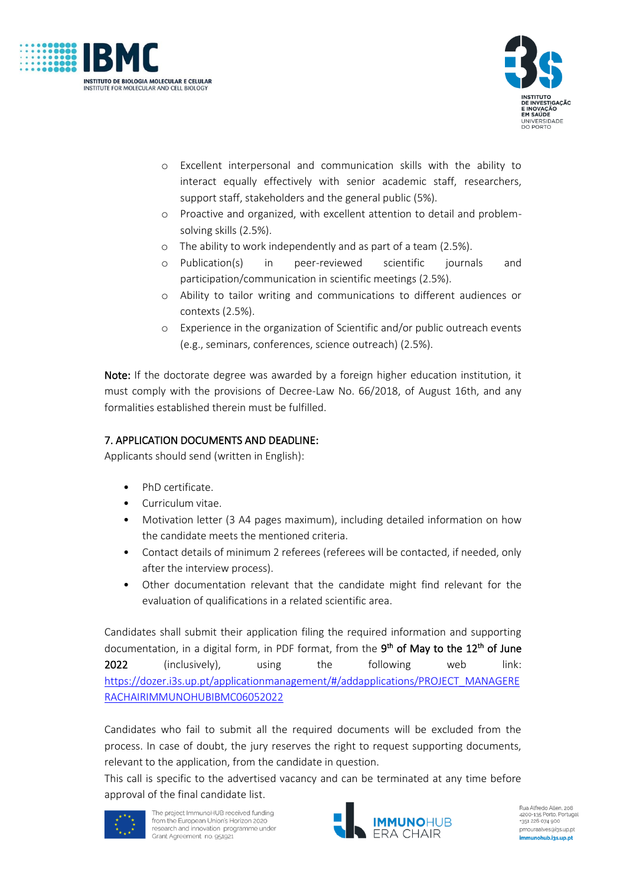- Excellent interpersonal and communication skills with the ability to interact equally effectively with senior academic staff, researchers, support staff, stakeholders and the general public (5%).
- Proactive and organized, with excellent attention to detail and problem-solving skills (2.5%).
- The ability to work independently and as part of a team (2.5%).
- Publication(s) in peer-reviewed scientific journals and participation/communication in scientific meetings (2.5%).
- Ability to tailor writing and communications to different audiences or contexts (2.5%).
- Experience in the organization of Scientific and/or public outreach events (e.g., seminars, conferences, science outreach) (2.5%).

**Note:** If the doctorate degree was awarded by a foreign higher education institution, it must comply with the provisions of Decree-Law No. 66/2018, of August 16th, and any formalities established therein must be fulfilled.

## 7. APPLICATION DOCUMENTS AND DEADLINE:

Applicants should send (written in English):

- PhD certificate.
- Curriculum vitae.
- Motivation letter (3 A4 pages maximum), including detailed information on how the candidate meets the mentioned criteria.
- Contact details of minimum 2 referees (referees will be contacted, if needed, only after the interview process).
- Other documentation relevant that the candidate might find relevant for the evaluation of qualifications in a related scientific area.

Candidates shall submit their application filing the required information and supporting documentation, in a digital form, in PDF format, from the **9th of May to the 12th of June 2022** (inclusively), using the following web link: https://dozer.i3s.up.pt/applicationmanagement/#/addapplications/PROJECT_MANAGERERACHAIRIMMUNOHUBIBMC06052022

Candidates who fail to submit all the required documents will be excluded from the process. In case of doubt, the jury reserves the right to request supporting documents, relevant to the application, from the candidate in question.

This call is specific to the advertised vacancy and can be terminated at any time before approval of the final candidate list.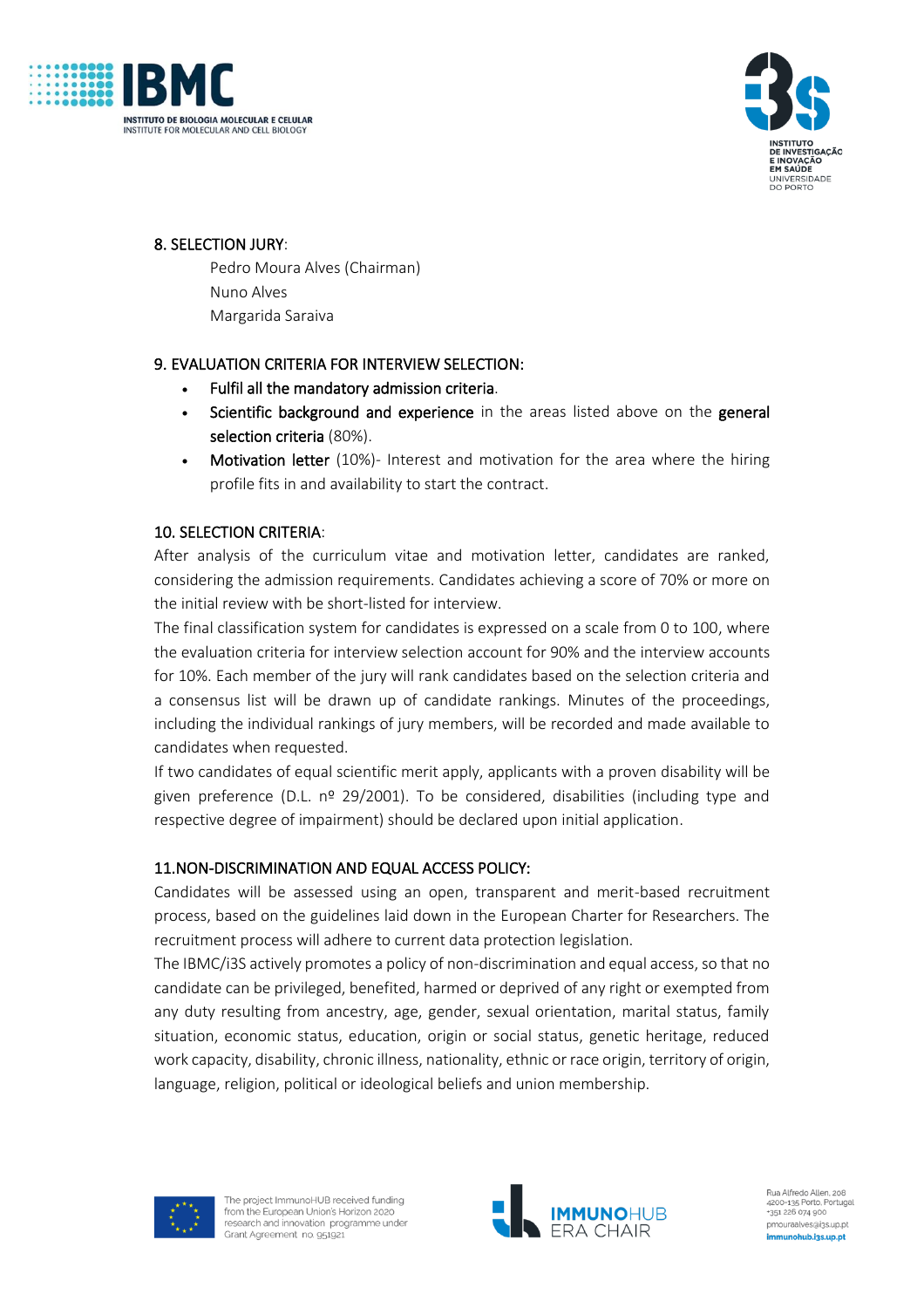## 8. SELECTION JURY:

Pedro Moura Alves (Chairman)
Nuno Alves
Margarida Saraiva

## 9. EVALUATION CRITERIA FOR INTERVIEW SELECTION:

- Fulfil all the mandatory admission criteria.
- Scientific background and experience in the areas listed above on the general selection criteria (80%).
- Motivation letter (10%)- Interest and motivation for the area where the hiring profile fits in and availability to start the contract.

## 10. SELECTION CRITERIA:

After analysis of the curriculum vitae and motivation letter, candidates are ranked, considering the admission requirements. Candidates achieving a score of 70% or more on the initial review with be short-listed for interview.

The final classification system for candidates is expressed on a scale from 0 to 100, where the evaluation criteria for interview selection account for 90% and the interview accounts for 10%. Each member of the jury will rank candidates based on the selection criteria and a consensus list will be drawn up of candidate rankings. Minutes of the proceedings, including the individual rankings of jury members, will be recorded and made available to candidates when requested.

If two candidates of equal scientific merit apply, applicants with a proven disability will be given preference (D.L. nº 29/2001). To be considered, disabilities (including type and respective degree of impairment) should be declared upon initial application.

## 11.NON-DISCRIMINATION AND EQUAL ACCESS POLICY:

Candidates will be assessed using an open, transparent and merit-based recruitment process, based on the guidelines laid down in the European Charter for Researchers. The recruitment process will adhere to current data protection legislation.

The IBMC/i3S actively promotes a policy of non-discrimination and equal access, so that no candidate can be privileged, benefited, harmed or deprived of any right or exempted from any duty resulting from ancestry, age, gender, sexual orientation, marital status, family situation, economic status, education, origin or social status, genetic heritage, reduced work capacity, disability, chronic illness, nationality, ethnic or race origin, territory of origin, language, religion, political or ideological beliefs and union membership.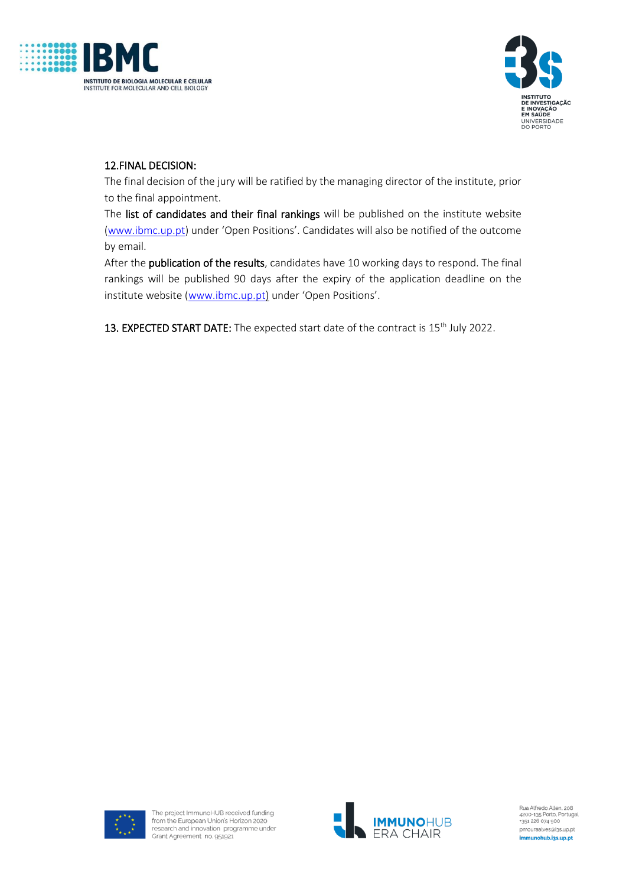12.FINAL DECISION:

The final decision of the jury will be ratified by the managing director of the institute, prior to the final appointment.

The **list of candidates and their final rankings** will be published on the institute website (www.ibmc.up.pt) under 'Open Positions'. Candidates will also be notified of the outcome by email.

After the **publication of the results**, candidates have 10 working days to respond. The final rankings will be published 90 days after the expiry of the application deadline on the institute website (www.ibmc.up.pt) under 'Open Positions'.

**13. EXPECTED START DATE:** The expected start date of the contract is 15th July 2022.